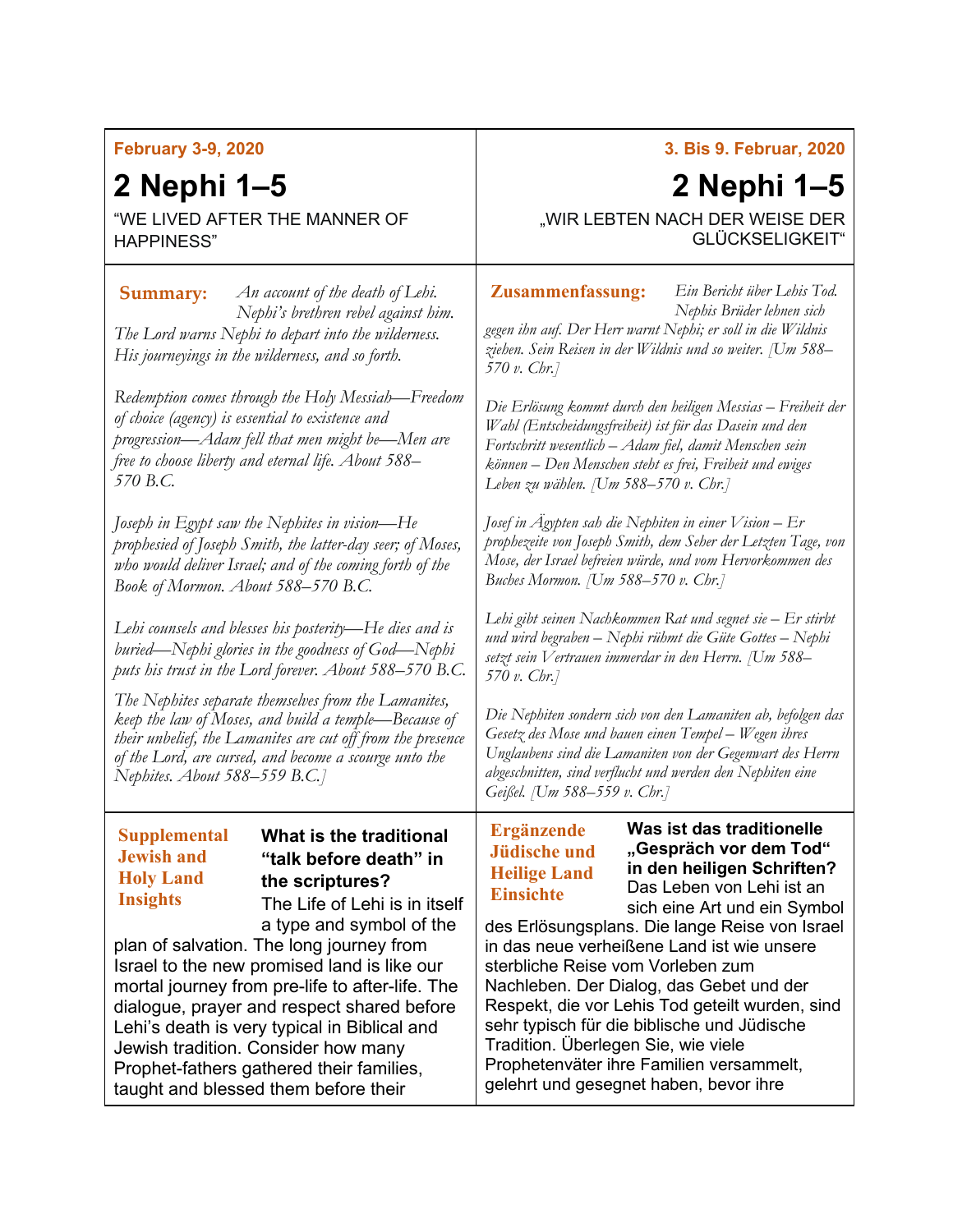**February 3-9, 2020**

# 2 Nephi 1–5

"WE LIVED AFTER THE MANNER OF HAPPINESS"

**Summary:** *An account of the death of Lehi. Nephi's brethren rebel against him. The Lord warns Nephi to depart into the wilderness. His journeyings in the wilderness, and so forth.*

*Redemption comes through the Holy Messiah—Freedom of choice (agency) is essential to existence and progression—Adam fell that men might be—Men are free to choose liberty and eternal life. About 588–570 B.C.*

*Joseph in Egypt saw the Nephites in vision—He prophesied of Joseph Smith, the latter-day seer; of Moses, who would deliver Israel; and of the coming forth of the Book of Mormon. About 588–570 B.C.*

*Lehi counsels and blesses his posterity—He dies and is buried—Nephi glories in the goodness of God—Nephi puts his trust in the Lord forever. About 588–570 B.C.*

*The Nephites separate themselves from the Lamanites, keep the law of Moses, and build a temple—Because of their unbelief, the Lamanites are cut off from the presence of the Lord, are cursed, and become a scourge unto the Nephites. About 588–559 B.C.]*

**Supplemental Jewish and Holy Land Insights**

**What is the traditional "talk before death" in the scriptures?**

The Life of Lehi is in itself a type and symbol of the plan of salvation. The long journey from Israel to the new promised land is like our mortal journey from pre-life to after-life. The dialogue, prayer and respect shared before Lehi's death is very typical in Biblical and Jewish tradition. Consider how many Prophet-fathers gathered their families, taught and blessed them before their

---

**3. Bis 9. Februar, 2020**

# 2 Nephi 1–5

„WIR LEBTEN NACH DER WEISE DER GLÜCKSELIGKEIT"

**Zusammenfassung:** *Ein Bericht über Lehis Tod. Nephis Brüder lehnen sich gegen ihn auf. Der Herr warnt Nephi; er soll in die Wildnis ziehen. Sein Reisen in der Wildnis und so weiter. [Um 588–570 v. Chr.]*

*Die Erlösung kommt durch den heiligen Messias – Freiheit der Wahl (Entscheidungsfreiheit) ist für das Dasein und den Fortschritt wesentlich – Adam fiel, damit Menschen sein können – Den Menschen steht es frei, Freiheit und ewiges Leben zu wählen. [Um 588–570 v. Chr.]*

*Josef in Ägypten sah die Nephiten in einer Vision – Er prophezeite von Joseph Smith, dem Seher der Letzten Tage, von Mose, der Israel befreien würde, und vom Hervorkommen des Buches Mormon. [Um 588–570 v. Chr.]*

*Lehi gibt seinen Nachkommen Rat und segnet sie – Er stirbt und wird begraben – Nephi rühmt die Güte Gottes – Nephi setzt sein Vertrauen immerdar in den Herrn. [Um 588–570 v. Chr.]*

*Die Nephiten sondern sich von den Lamaniten ab, befolgen das Gesetz des Mose und bauen einen Tempel – Wegen ihres Unglaubens sind die Lamaniten von der Gegenwart des Herrn abgeschnitten, sind verflucht und werden den Nephiten eine Geißel. [Um 588–559 v. Chr.]*

**Ergänzende Jüdische und Heilige Land Einsichte**

**Was ist das traditionelle „Gespräch vor dem Tod" in den heiligen Schriften?**

Das Leben von Lehi ist an sich eine Art und ein Symbol des Erlösungsplans. Die lange Reise von Israel in das neue verheißene Land ist wie unsere sterbliche Reise vom Vorleben zum Nachleben. Der Dialog, das Gebet und der Respekt, die vor Lehis Tod geteilt wurden, sind sehr typisch für die biblische und Jüdische Tradition. Überlegen Sie, wie viele Prophetenväter ihre Familien versammelt, gelehrt und gesegnet haben, bevor ihre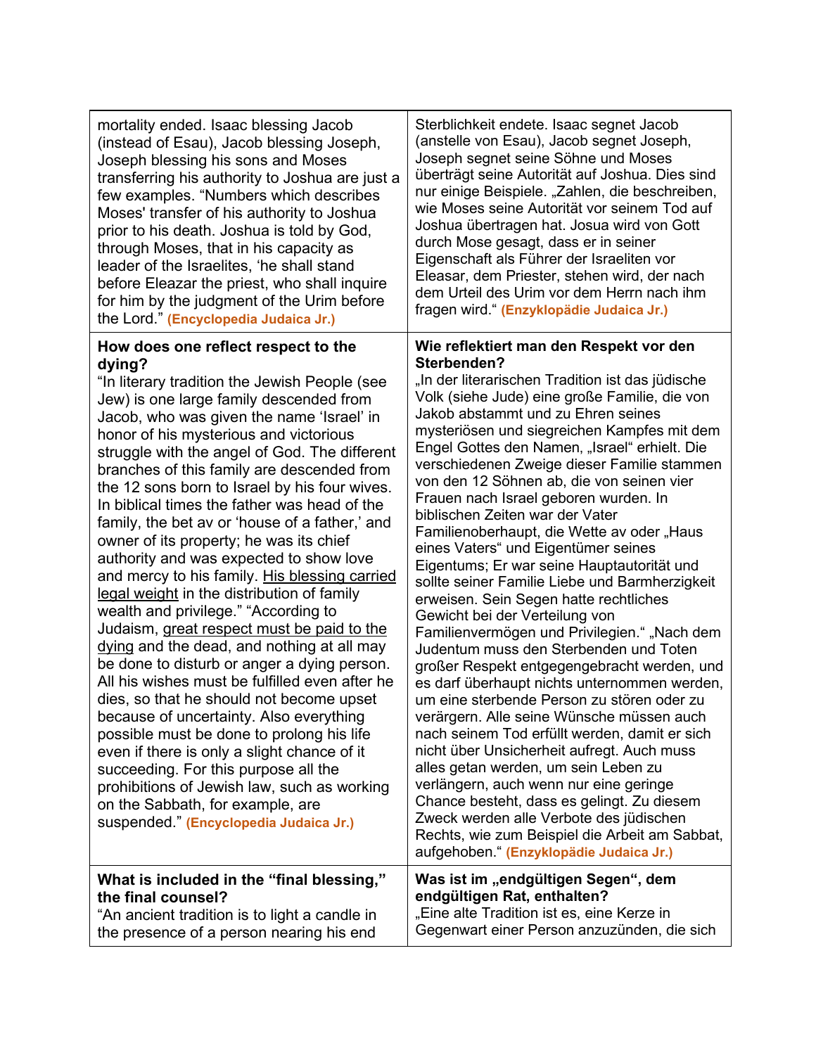| | |
|---|---|
| mortality ended. Isaac blessing Jacob (instead of Esau), Jacob blessing Joseph, Joseph blessing his sons and Moses transferring his authority to Joshua are just a few examples. "Numbers which describes Moses' transfer of his authority to Joshua prior to his death. Joshua is told by God, through Moses, that in his capacity as leader of the Israelites, 'he shall stand before Eleazar the priest, who shall inquire for him by the judgment of the Urim before the Lord." **(Encyclopedia Judaica Jr.)** | Sterblichkeit endete. Isaac segnet Jacob (anstelle von Esau), Jacob segnet Joseph, Joseph segnet seine Söhne und Moses überträgt seine Autorität auf Joshua. Dies sind nur einige Beispiele. „Zahlen, die beschreiben, wie Moses seine Autorität vor seinem Tod auf Joshua übertragen hat. Josua wird von Gott durch Mose gesagt, dass er in seiner Eigenschaft als Führer der Israeliten vor Eleasar, dem Priester, stehen wird, der nach dem Urteil des Urim vor dem Herrn nach ihm fragen wird." **(Enzyklopädie Judaica Jr.)** |
| **How does one reflect respect to the dying?**<br>"In literary tradition the Jewish People (see Jew) is one large family descended from Jacob, who was given the name 'Israel' in honor of his mysterious and victorious struggle with the angel of God. The different branches of this family are descended from the 12 sons born to Israel by his four wives. In biblical times the father was head of the family, the bet av or 'house of a father,' and owner of its property; he was its chief authority and was expected to show love and mercy to his family. <u>His blessing carried legal weight</u> in the distribution of family wealth and privilege." "According to Judaism, <u>great respect must be paid to the dying</u> and the dead, and nothing at all may be done to disturb or anger a dying person. All his wishes must be fulfilled even after he dies, so that he should not become upset because of uncertainty. Also everything possible must be done to prolong his life even if there is only a slight chance of it succeeding. For this purpose all the prohibitions of Jewish law, such as working on the Sabbath, for example, are suspended." **(Encyclopedia Judaica Jr.)** | **Wie reflektiert man den Respekt vor den Sterbenden?**<br>„In der literarischen Tradition ist das jüdische Volk (siehe Jude) eine große Familie, die von Jakob abstammt und zu Ehren seines mysteriösen und siegreichen Kampfes mit dem Engel Gottes den Namen, „Israel" erhielt. Die verschiedenen Zweige dieser Familie stammen von den 12 Söhnen ab, die von seinen vier Frauen nach Israel geboren wurden. In biblischen Zeiten war der Vater Familienoberhaupt, die Wette av oder „Haus eines Vaters" und Eigentümer seines Eigentums; Er war seine Hauptautorität und sollte seiner Familie Liebe und Barmherzigkeit erweisen. Sein Segen hatte rechtliches Gewicht bei der Verteilung von Familienvermögen und Privilegien." „Nach dem Judentum muss den Sterbenden und Toten großer Respekt entgegengebracht werden, und es darf überhaupt nichts unternommen werden, um eine sterbende Person zu stören oder zu verärgern. Alle seine Wünsche müssen auch nach seinem Tod erfüllt werden, damit er sich nicht über Unsicherheit aufregt. Auch muss alles getan werden, um sein Leben zu verlängern, auch wenn nur eine geringe Chance besteht, dass es gelingt. Zu diesem Zweck werden alle Verbote des jüdischen Rechts, wie zum Beispiel die Arbeit am Sabbat, aufgehoben." **(Enzyklopädie Judaica Jr.)** |
| **What is included in the "final blessing," the final counsel?**<br>"An ancient tradition is to light a candle in the presence of a person nearing his end | **Was ist im „endgültigen Segen", dem endgültigen Rat, enthalten?**<br>„Eine alte Tradition ist es, eine Kerze in Gegenwart einer Person anzuzünden, die sich |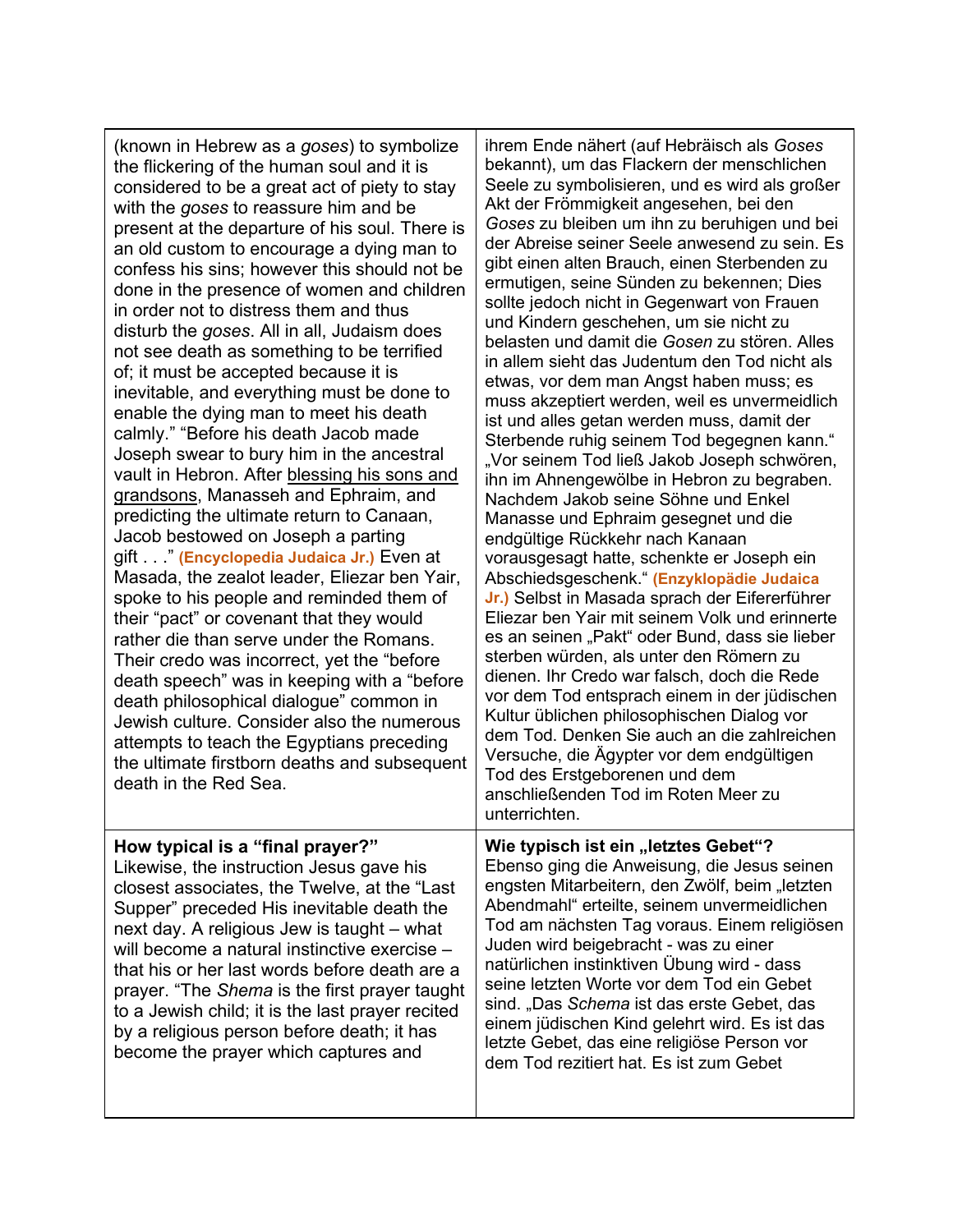| | |
|---|---|
| (known in Hebrew as a *goses*) to symbolize the flickering of the human soul and it is considered to be a great act of piety to stay with the *goses* to reassure him and be present at the departure of his soul. There is an old custom to encourage a dying man to confess his sins; however this should not be done in the presence of women and children in order not to distress them and thus disturb the *goses*. All in all, Judaism does not see death as something to be terrified of; it must be accepted because it is inevitable, and everything must be done to enable the dying man to meet his death calmly." "Before his death Jacob made Joseph swear to bury him in the ancestral vault in Hebron. After <u>blessing his sons and grandsons</u>, Manasseh and Ephraim, and predicting the ultimate return to Canaan, Jacob bestowed on Joseph a parting gift . . ." **(Encyclopedia Judaica Jr.)** Even at Masada, the zealot leader, Eliezar ben Yair, spoke to his people and reminded them of their "pact" or covenant that they would rather die than serve under the Romans. Their credo was incorrect, yet the "before death speech" was in keeping with a "before death philosophical dialogue" common in Jewish culture. Consider also the numerous attempts to teach the Egyptians preceding the ultimate firstborn deaths and subsequent death in the Red Sea. | ihrem Ende nähert (auf Hebräisch als *Goses* bekannt), um das Flackern der menschlichen Seele zu symbolisieren, und es wird als großer Akt der Frömmigkeit angesehen, bei den *Goses* zu bleiben um ihn zu beruhigen und bei der Abreise seiner Seele anwesend zu sein. Es gibt einen alten Brauch, einen Sterbenden zu ermutigen, seine Sünden zu bekennen; Dies sollte jedoch nicht in Gegenwart von Frauen und Kindern geschehen, um sie nicht zu belasten und damit die *Gosen* zu stören. Alles in allem sieht das Judentum den Tod nicht als etwas, vor dem man Angst haben muss; es muss akzeptiert werden, weil es unvermeidlich ist und alles getan werden muss, damit der Sterbende ruhig seinem Tod begegnen kann." „Vor seinem Tod ließ Jakob Joseph schwören, ihn im Ahnengewölbe in Hebron zu begraben. Nachdem Jakob seine Söhne und Enkel Manasse und Ephraim gesegnet und die endgültige Rückkehr nach Kanaan vorausgesagt hatte, schenkte er Joseph ein Abschiedsgeschenk." **(Enzyklopädie Judaica Jr.)** Selbst in Masada sprach der Eifererführer Eliezar ben Yair mit seinem Volk und erinnerte es an seinen „Pakt" oder Bund, dass sie lieber sterben würden, als unter den Römern zu dienen. Ihr Credo war falsch, doch die Rede vor dem Tod entsprach einem in der jüdischen Kultur üblichen philosophischen Dialog vor dem Tod. Denken Sie auch an die zahlreichen Versuche, die Ägypter vor dem endgültigen Tod des Erstgeborenen und dem anschließenden Tod im Roten Meer zu unterrichten. |
| **How typical is a "final prayer?"** Likewise, the instruction Jesus gave his closest associates, the Twelve, at the "Last Supper" preceded His inevitable death the next day. A religious Jew is taught – what will become a natural instinctive exercise – that his or her last words before death are a prayer. "The *Shema* is the first prayer taught to a Jewish child; it is the last prayer recited by a religious person before death; it has become the prayer which captures and | **Wie typisch ist ein „letztes Gebet"?** Ebenso ging die Anweisung, die Jesus seinen engsten Mitarbeitern, den Zwölf, beim „letzten Abendmahl" erteilte, seinem unvermeidlichen Tod am nächsten Tag voraus. Einem religiösen Juden wird beigebracht - was zu einer natürlichen instinktiven Übung wird - dass seine letzten Worte vor dem Tod ein Gebet sind. „Das *Schema* ist das erste Gebet, das einem jüdischen Kind gelehrt wird. Es ist das letzte Gebet, das eine religiöse Person vor dem Tod rezitiert hat. Es ist zum Gebet |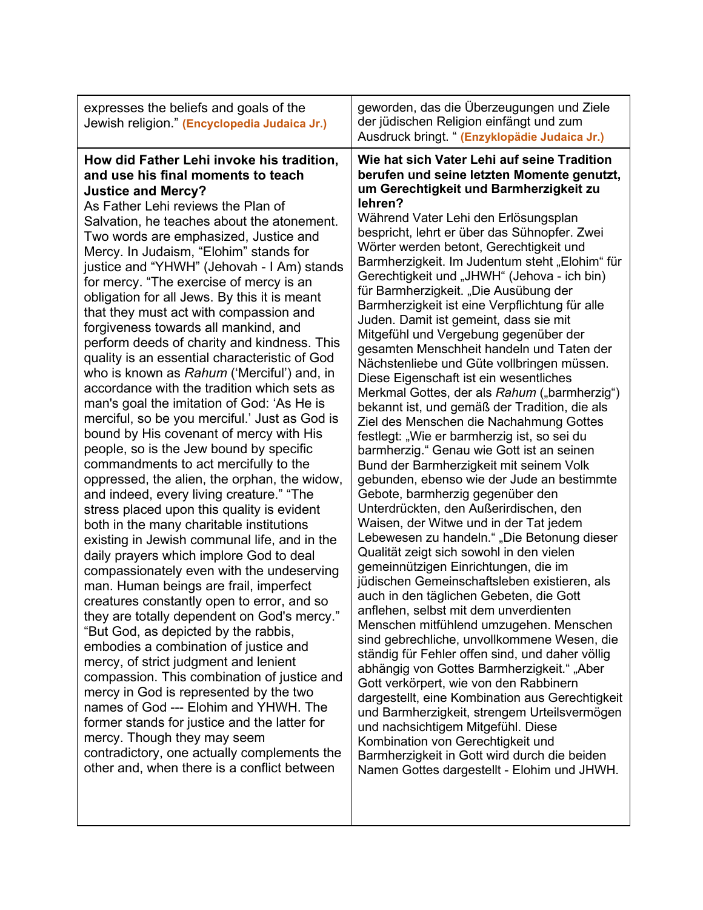| | |
|---|---|
| expresses the beliefs and goals of the Jewish religion." **(Encyclopedia Judaica Jr.)** | geworden, das die Überzeugungen und Ziele der jüdischen Religion einfängt und zum Ausdruck bringt. " **(Enzyklopädie Judaica Jr.)** |
| **How did Father Lehi invoke his tradition, and use his final moments to teach Justice and Mercy?**<br>As Father Lehi reviews the Plan of Salvation, he teaches about the atonement. Two words are emphasized, Justice and Mercy. In Judaism, "Elohim" stands for justice and "YHWH" (Jehovah - I Am) stands for mercy. "The exercise of mercy is an obligation for all Jews. By this it is meant that they must act with compassion and forgiveness towards all mankind, and perform deeds of charity and kindness. This quality is an essential characteristic of God who is known as *Rahum* ('Merciful') and, in accordance with the tradition which sets as man's goal the imitation of God: 'As He is merciful, so be you merciful.' Just as God is bound by His covenant of mercy with His people, so is the Jew bound by specific commandments to act mercifully to the oppressed, the alien, the orphan, the widow, and indeed, every living creature." "The stress placed upon this quality is evident both in the many charitable institutions existing in Jewish communal life, and in the daily prayers which implore God to deal compassionately even with the undeserving man. Human beings are frail, imperfect creatures constantly open to error, and so they are totally dependent on God's mercy." "But God, as depicted by the rabbis, embodies a combination of justice and mercy, of strict judgment and lenient compassion. This combination of justice and mercy in God is represented by the two names of God --- Elohim and YHWH. The former stands for justice and the latter for mercy. Though they may seem contradictory, one actually complements the other and, when there is a conflict between | **Wie hat sich Vater Lehi auf seine Tradition berufen und seine letzten Momente genutzt, um Gerechtigkeit und Barmherzigkeit zu lehren?**<br>Während Vater Lehi den Erlösungsplan bespricht, lehrt er über das Sühnopfer. Zwei Wörter werden betont, Gerechtigkeit und Barmherzigkeit. Im Judentum steht „Elohim" für Gerechtigkeit und „JHWH" (Jehova - ich bin) für Barmherzigkeit. „Die Ausübung der Barmherzigkeit ist eine Verpflichtung für alle Juden. Damit ist gemeint, dass sie mit Mitgefühl und Vergebung gegenüber der gesamten Menschheit handeln und Taten der Nächstenliebe und Güte vollbringen müssen. Diese Eigenschaft ist ein wesentliches Merkmal Gottes, der als *Rahum* („barmherzig") bekannt ist, und gemäß der Tradition, die als Ziel des Menschen die Nachahmung Gottes festlegt: „Wie er barmherzig ist, so sei du barmherzig." Genau wie Gott ist an seinen Bund der Barmherzigkeit mit seinem Volk gebunden, ebenso wie der Jude an bestimmte Gebote, barmherzig gegenüber den Unterdrückten, den Außerirdischen, den Waisen, der Witwe und in der Tat jedem Lebewesen zu handeln." „Die Betonung dieser Qualität zeigt sich sowohl in den vielen gemeinnützigen Einrichtungen, die im jüdischen Gemeinschaftsleben existieren, als auch in den täglichen Gebeten, die Gott anflehen, selbst mit dem unverdienten Menschen mitfühlend umzugehen. Menschen sind gebrechliche, unvollkommene Wesen, die ständig für Fehler offen sind, und daher völlig abhängig von Gottes Barmherzigkeit." „Aber Gott verkörpert, wie von den Rabbinern dargestellt, eine Kombination aus Gerechtigkeit und Barmherzigkeit, strengem Urteilsvermögen und nachsichtigem Mitgefühl. Diese Kombination von Gerechtigkeit und Barmherzigkeit in Gott wird durch die beiden Namen Gottes dargestellt - Elohim und JHWH. |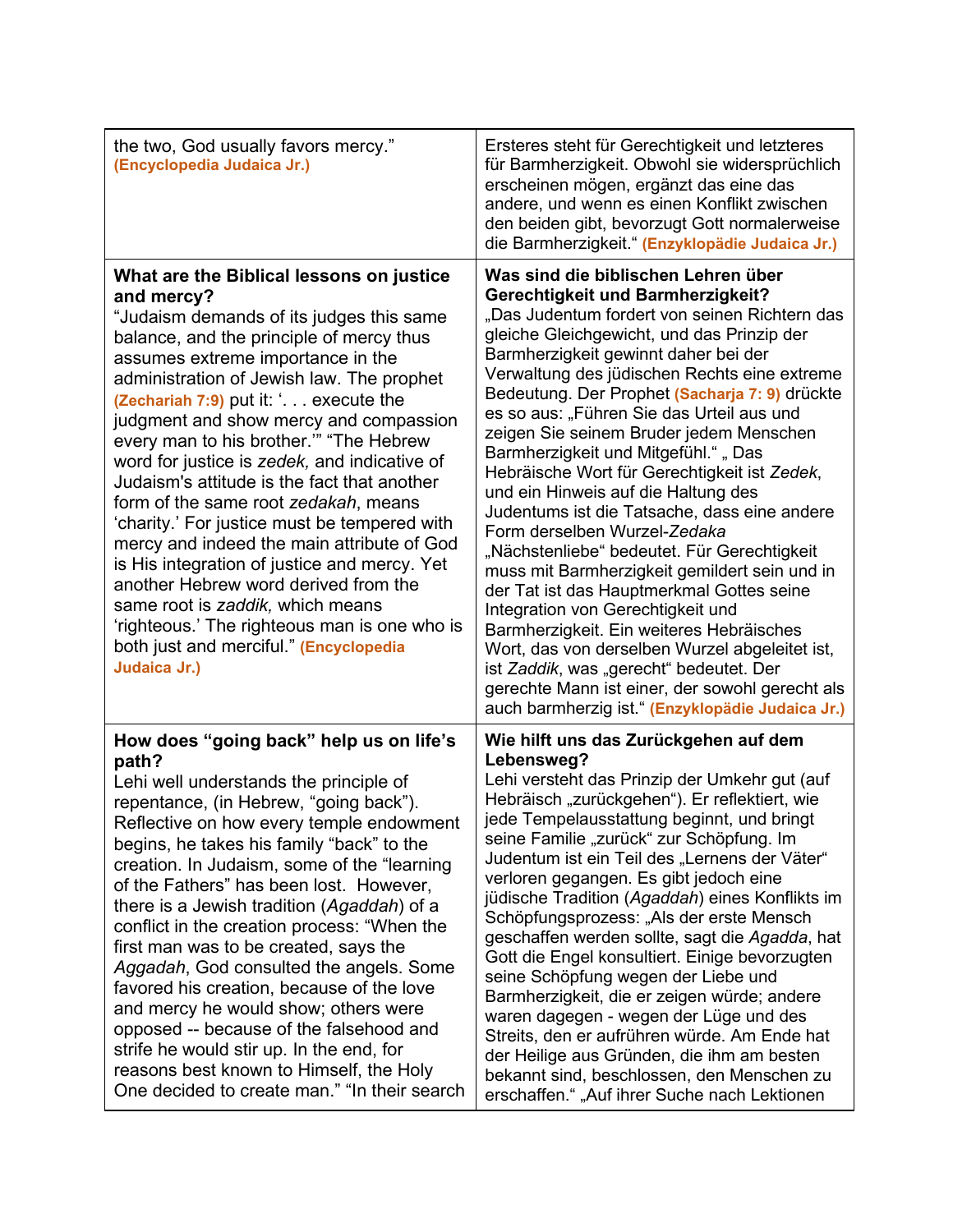| | |
|---|---|
| the two, God usually favors mercy." **(Encyclopedia Judaica Jr.)** | Ersteres steht für Gerechtigkeit und letzteres für Barmherzigkeit. Obwohl sie widersprüchlich erscheinen mögen, ergänzt das eine das andere, und wenn es einen Konflikt zwischen den beiden gibt, bevorzugt Gott normalerweise die Barmherzigkeit." **(Enzyklopädie Judaica Jr.)** |
| **What are the Biblical lessons on justice and mercy?**<br>"Judaism demands of its judges this same balance, and the principle of mercy thus assumes extreme importance in the administration of Jewish law. The prophet **(Zechariah 7:9)** put it: '. . . execute the judgment and show mercy and compassion every man to his brother.'" "The Hebrew word for justice is *zedek,* and indicative of Judaism's attitude is the fact that another form of the same root *zedakah*, means 'charity.' For justice must be tempered with mercy and indeed the main attribute of God is His integration of justice and mercy. Yet another Hebrew word derived from the same root is *zaddik,* which means 'righteous.' The righteous man is one who is both just and merciful." **(Encyclopedia Judaica Jr.)** | **Was sind die biblischen Lehren über Gerechtigkeit und Barmherzigkeit?**<br>„Das Judentum fordert von seinen Richtern das gleiche Gleichgewicht, und das Prinzip der Barmherzigkeit gewinnt daher bei der Verwaltung des jüdischen Rechts eine extreme Bedeutung. Der Prophet **(Sacharja 7: 9)** drückte es so aus: „Führen Sie das Urteil aus und zeigen Sie seinem Bruder jedem Menschen Barmherzigkeit und Mitgefühl." „ Das Hebräische Wort für Gerechtigkeit ist *Zedek*, und ein Hinweis auf die Haltung des Judentums ist die Tatsache, dass eine andere Form derselben Wurzel-*Zedaka* „Nächstenliebe" bedeutet. Für Gerechtigkeit muss mit Barmherzigkeit gemildert sein und in der Tat ist das Hauptmerkmal Gottes seine Integration von Gerechtigkeit und Barmherzigkeit. Ein weiteres Hebräisches Wort, das von derselben Wurzel abgeleitet ist, ist *Zaddik*, was „gerecht" bedeutet. Der gerechte Mann ist einer, der sowohl gerecht als auch barmherzig ist." **(Enzyklopädie Judaica Jr.)** |
| **How does "going back" help us on life's path?**<br>Lehi well understands the principle of repentance, (in Hebrew, "going back"). Reflective on how every temple endowment begins, he takes his family "back" to the creation. In Judaism, some of the "learning of the Fathers" has been lost. However, there is a Jewish tradition (*Agaddah*) of a conflict in the creation process: "When the first man was to be created, says the *Aggadah*, God consulted the angels. Some favored his creation, because of the love and mercy he would show; others were opposed -- because of the falsehood and strife he would stir up. In the end, for reasons best known to Himself, the Holy One decided to create man." "In their search | **Wie hilft uns das Zurückgehen auf dem Lebensweg?**<br>Lehi versteht das Prinzip der Umkehr gut (auf Hebräisch „zurückgehen"). Er reflektiert, wie jede Tempelausstattung beginnt, und bringt seine Familie „zurück" zur Schöpfung. Im Judentum ist ein Teil des „Lernens der Väter" verloren gegangen. Es gibt jedoch eine jüdische Tradition (*Agaddah*) eines Konflikts im Schöpfungsprozess: „Als der erste Mensch geschaffen werden sollte, sagt die *Agadda*, hat Gott die Engel konsultiert. Einige bevorzugten seine Schöpfung wegen der Liebe und Barmherzigkeit, die er zeigen würde; andere waren dagegen - wegen der Lüge und des Streits, den er aufrühren würde. Am Ende hat der Heilige aus Gründen, die ihm am besten bekannt sind, beschlossen, den Menschen zu erschaffen." „Auf ihrer Suche nach Lektionen |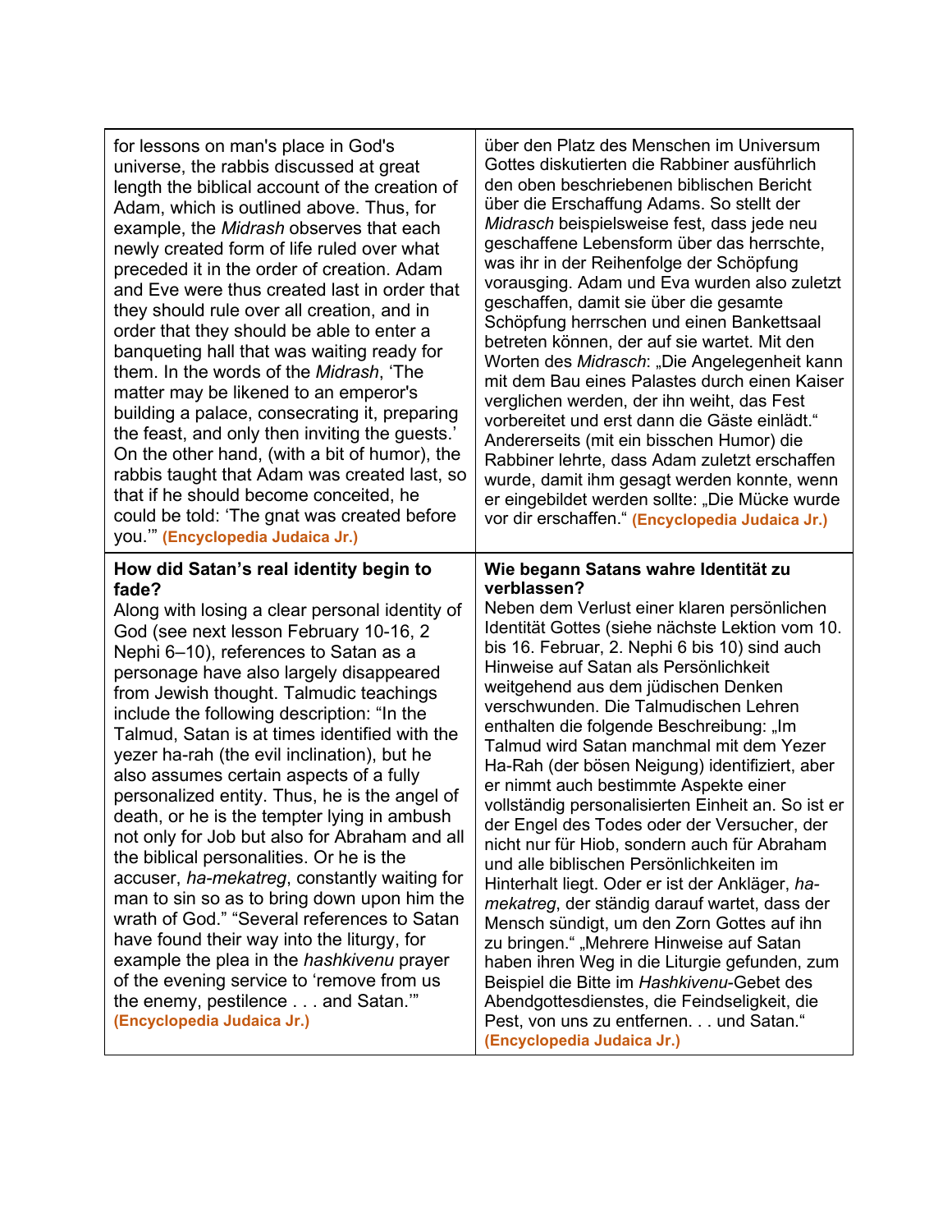| | |
|---|---|
| for lessons on man's place in God's universe, the rabbis discussed at great length the biblical account of the creation of Adam, which is outlined above. Thus, for example, the *Midrash* observes that each newly created form of life ruled over what preceded it in the order of creation. Adam and Eve were thus created last in order that they should rule over all creation, and in order that they should be able to enter a banqueting hall that was waiting ready for them. In the words of the *Midrash*, 'The matter may be likened to an emperor's building a palace, consecrating it, preparing the feast, and only then inviting the guests.' On the other hand, (with a bit of humor), the rabbis taught that Adam was created last, so that if he should become conceited, he could be told: 'The gnat was created before you.'" **(Encyclopedia Judaica Jr.)** | über den Platz des Menschen im Universum Gottes diskutierten die Rabbiner ausführlich den oben beschriebenen biblischen Bericht über die Erschaffung Adams. So stellt der *Midrasch* beispielsweise fest, dass jede neu geschaffene Lebensform über das herrschte, was ihr in der Reihenfolge der Schöpfung vorausging. Adam und Eva wurden also zuletzt geschaffen, damit sie über die gesamte Schöpfung herrschen und einen Bankettsaal betreten können, der auf sie wartet. Mit den Worten des *Midrasch*: „Die Angelegenheit kann mit dem Bau eines Palastes durch einen Kaiser verglichen werden, der ihn weiht, das Fest vorbereitet und erst dann die Gäste einlädt." Andererseits (mit ein bisschen Humor) die Rabbiner lehrte, dass Adam zuletzt erschaffen wurde, damit ihm gesagt werden konnte, wenn er eingebildet werden sollte: „Die Mücke wurde vor dir erschaffen." **(Encyclopedia Judaica Jr.)** |
| **How did Satan's real identity begin to fade?** Along with losing a clear personal identity of God (see next lesson February 10-16, 2 Nephi 6–10), references to Satan as a personage have also largely disappeared from Jewish thought. Talmudic teachings include the following description: "In the Talmud, Satan is at times identified with the yezer ha-rah (the evil inclination), but he also assumes certain aspects of a fully personalized entity. Thus, he is the angel of death, or he is the tempter lying in ambush not only for Job but also for Abraham and all the biblical personalities. Or he is the accuser, *ha-mekatreg*, constantly waiting for man to sin so as to bring down upon him the wrath of God." "Several references to Satan have found their way into the liturgy, for example the plea in the *hashkivenu* prayer of the evening service to 'remove from us the enemy, pestilence . . . and Satan.'" **(Encyclopedia Judaica Jr.)** | **Wie begann Satans wahre Identität zu verblassen?** Neben dem Verlust einer klaren persönlichen Identität Gottes (siehe nächste Lektion vom 10. bis 16. Februar, 2. Nephi 6 bis 10) sind auch Hinweise auf Satan als Persönlichkeit weitgehend aus dem jüdischen Denken verschwunden. Die Talmudischen Lehren enthalten die folgende Beschreibung: „Im Talmud wird Satan manchmal mit dem Yezer Ha-Rah (der bösen Neigung) identifiziert, aber er nimmt auch bestimmte Aspekte einer vollständig personalisierten Einheit an. So ist er der Engel des Todes oder der Versucher, der nicht nur für Hiob, sondern auch für Abraham und alle biblischen Persönlichkeiten im Hinterhalt liegt. Oder er ist der Ankläger, *ha-mekatreg*, der ständig darauf wartet, dass der Mensch sündigt, um den Zorn Gottes auf ihn zu bringen." „Mehrere Hinweise auf Satan haben ihren Weg in die Liturgie gefunden, zum Beispiel die Bitte im *Hashkivenu*-Gebet des Abendgottesdienstes, die Feindseligkeit, die Pest, von uns zu entfernen. . . und Satan." **(Encyclopedia Judaica Jr.)** |